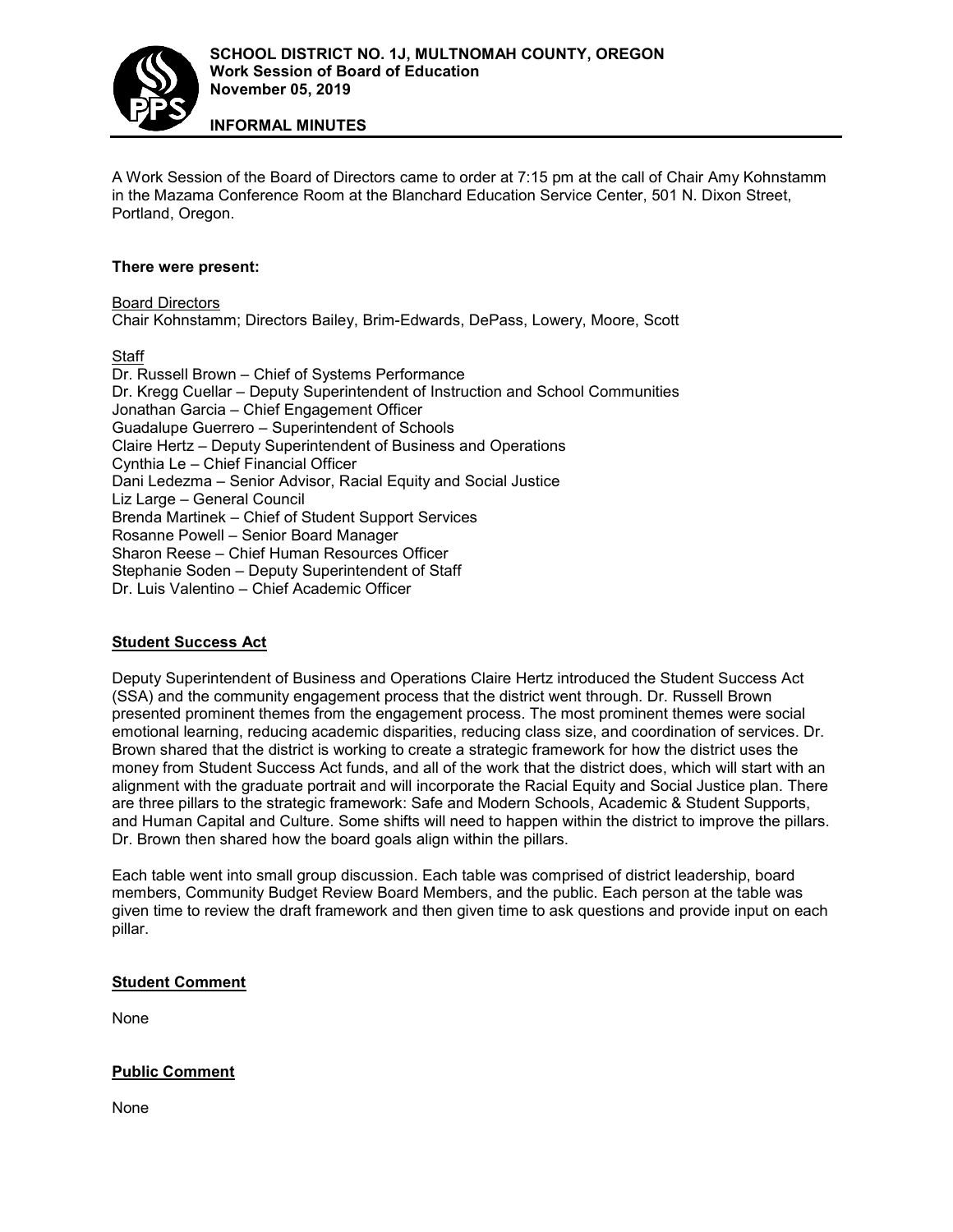**SCHOOL DISTRICT NO. 1J, MULTNOMAH COUNTY, OREGON**
**Work Session of Board of Education**
**November 05, 2019**

**INFORMAL MINUTES**

A Work Session of the Board of Directors came to order at 7:15 pm at the call of Chair Amy Kohnstamm in the Mazama Conference Room at the Blanchard Education Service Center, 501 N. Dixon Street, Portland, Oregon.

**There were present:**

Board Directors
Chair Kohnstamm; Directors Bailey, Brim-Edwards, DePass, Lowery, Moore, Scott

Staff
Dr. Russell Brown – Chief of Systems Performance
Dr. Kregg Cuellar – Deputy Superintendent of Instruction and School Communities
Jonathan Garcia – Chief Engagement Officer
Guadalupe Guerrero – Superintendent of Schools
Claire Hertz – Deputy Superintendent of Business and Operations
Cynthia Le – Chief Financial Officer
Dani Ledezma – Senior Advisor, Racial Equity and Social Justice
Liz Large – General Council
Brenda Martinek – Chief of Student Support Services
Rosanne Powell – Senior Board Manager
Sharon Reese – Chief Human Resources Officer
Stephanie Soden – Deputy Superintendent of Staff
Dr. Luis Valentino – Chief Academic Officer

## Student Success Act

Deputy Superintendent of Business and Operations Claire Hertz introduced the Student Success Act (SSA) and the community engagement process that the district went through. Dr. Russell Brown presented prominent themes from the engagement process. The most prominent themes were social emotional learning, reducing academic disparities, reducing class size, and coordination of services. Dr. Brown shared that the district is working to create a strategic framework for how the district uses the money from Student Success Act funds, and all of the work that the district does, which will start with an alignment with the graduate portrait and will incorporate the Racial Equity and Social Justice plan. There are three pillars to the strategic framework: Safe and Modern Schools, Academic & Student Supports, and Human Capital and Culture. Some shifts will need to happen within the district to improve the pillars. Dr. Brown then shared how the board goals align within the pillars.

Each table went into small group discussion. Each table was comprised of district leadership, board members, Community Budget Review Board Members, and the public. Each person at the table was given time to review the draft framework and then given time to ask questions and provide input on each pillar.

## Student Comment

None

## Public Comment

None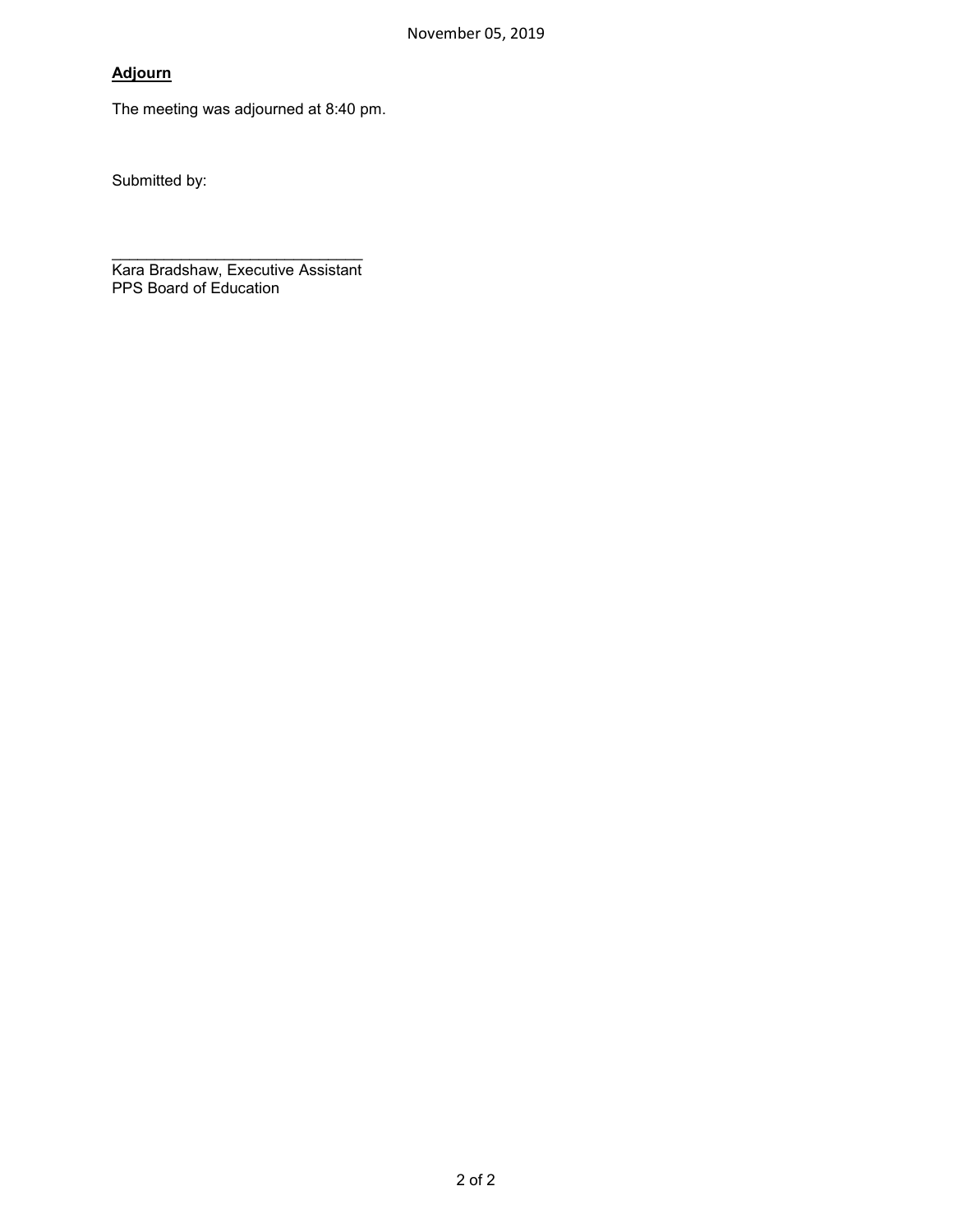**Adjourn**

The meeting was adjourned at 8:40 pm.

Submitted by:

______________________________
Kara Bradshaw, Executive Assistant
PPS Board of Education